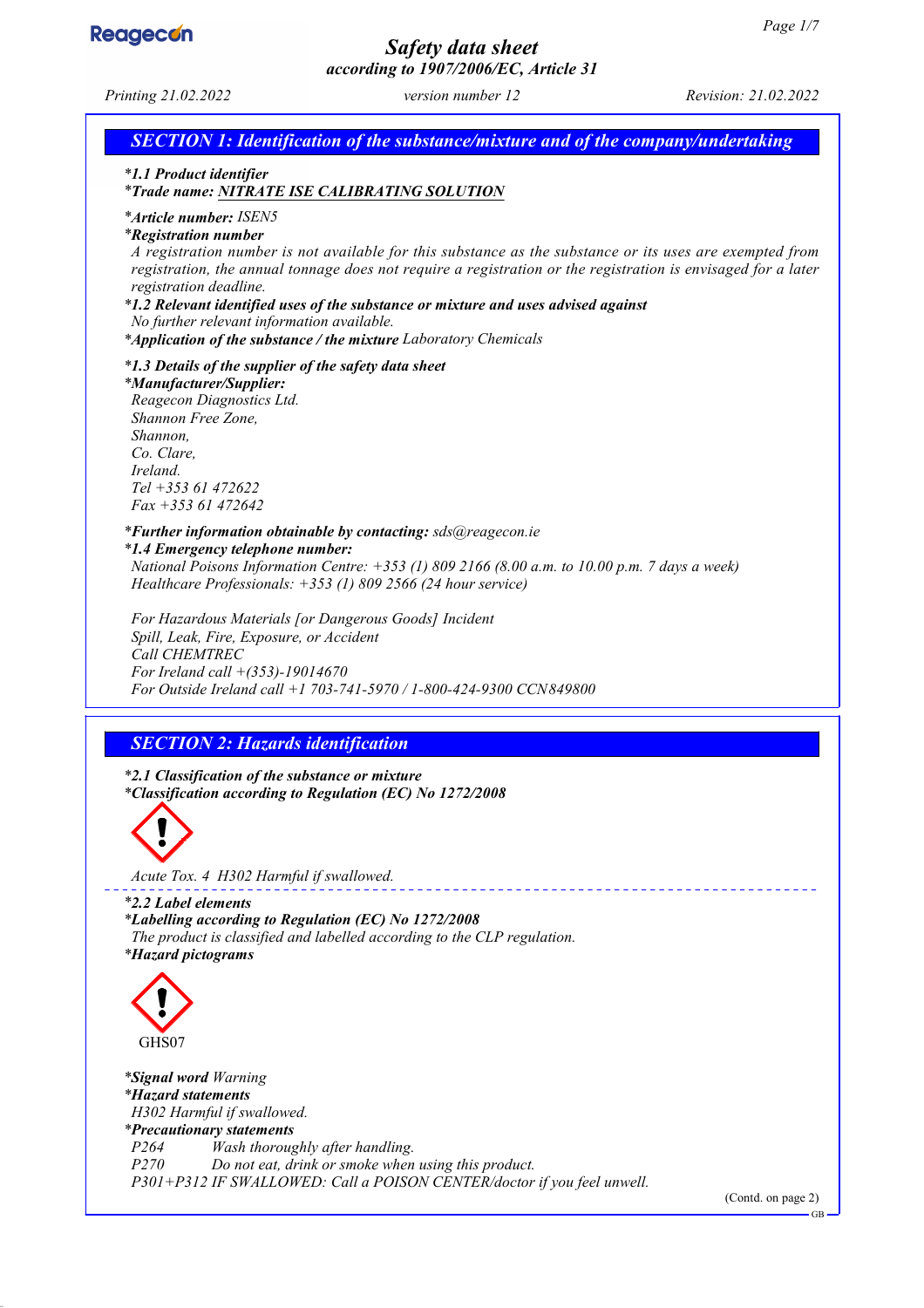# Safety data sheet

## according to 1907/2006/EC, Article 31

Printing 21.02.2022 | version number 12 | Revision: 21.02.2022

## SECTION 1: Identification of the substance/mixture and of the company/undertaking

***1.1 Product identifier**

***Trade name: NITRATE ISE CALIBRATING SOLUTION**

***Article number:** ISEN5

***Registration number**

A registration number is not available for this substance as the substance or its uses are exempted from registration, the annual tonnage does not require a registration or the registration is envisaged for a later registration deadline.

***1.2 Relevant identified uses of the substance or mixture and uses advised against**

No further relevant information available.

***Application of the substance / the mixture** Laboratory Chemicals

***1.3 Details of the supplier of the safety data sheet**

***Manufacturer/Supplier:**

Reagecon Diagnostics Ltd.
Shannon Free Zone,
Shannon,
Co. Clare,
Ireland.
Tel +353 61 472622
Fax +353 61 472642

***Further information obtainable by contacting:** sds@reagecon.ie

***1.4 Emergency telephone number:**

National Poisons Information Centre: +353 (1) 809 2166 (8.00 a.m. to 10.00 p.m. 7 days a week)
Healthcare Professionals: +353 (1) 809 2566 (24 hour service)

For Hazardous Materials [or Dangerous Goods] Incident
Spill, Leak, Fire, Exposure, or Accident
Call CHEMTREC
For Ireland call +(353)-19014670
For Outside Ireland call +1 703-741-5970 / 1-800-424-9300 CCN849800

## SECTION 2: Hazards identification

***2.1 Classification of the substance or mixture**

***Classification according to Regulation (EC) No 1272/2008**

Acute Tox. 4 H302 Harmful if swallowed.

***2.2 Label elements**

***Labelling according to Regulation (EC) No 1272/2008**

The product is classified and labelled according to the CLP regulation.

***Hazard pictograms**

GHS07

***Signal word** Warning

***Hazard statements**

H302 Harmful if swallowed.

***Precautionary statements**

P264 Wash thoroughly after handling.
P270 Do not eat, drink or smoke when using this product.
P301+P312 IF SWALLOWED: Call a POISON CENTER/doctor if you feel unwell.

(Contd. on page 2)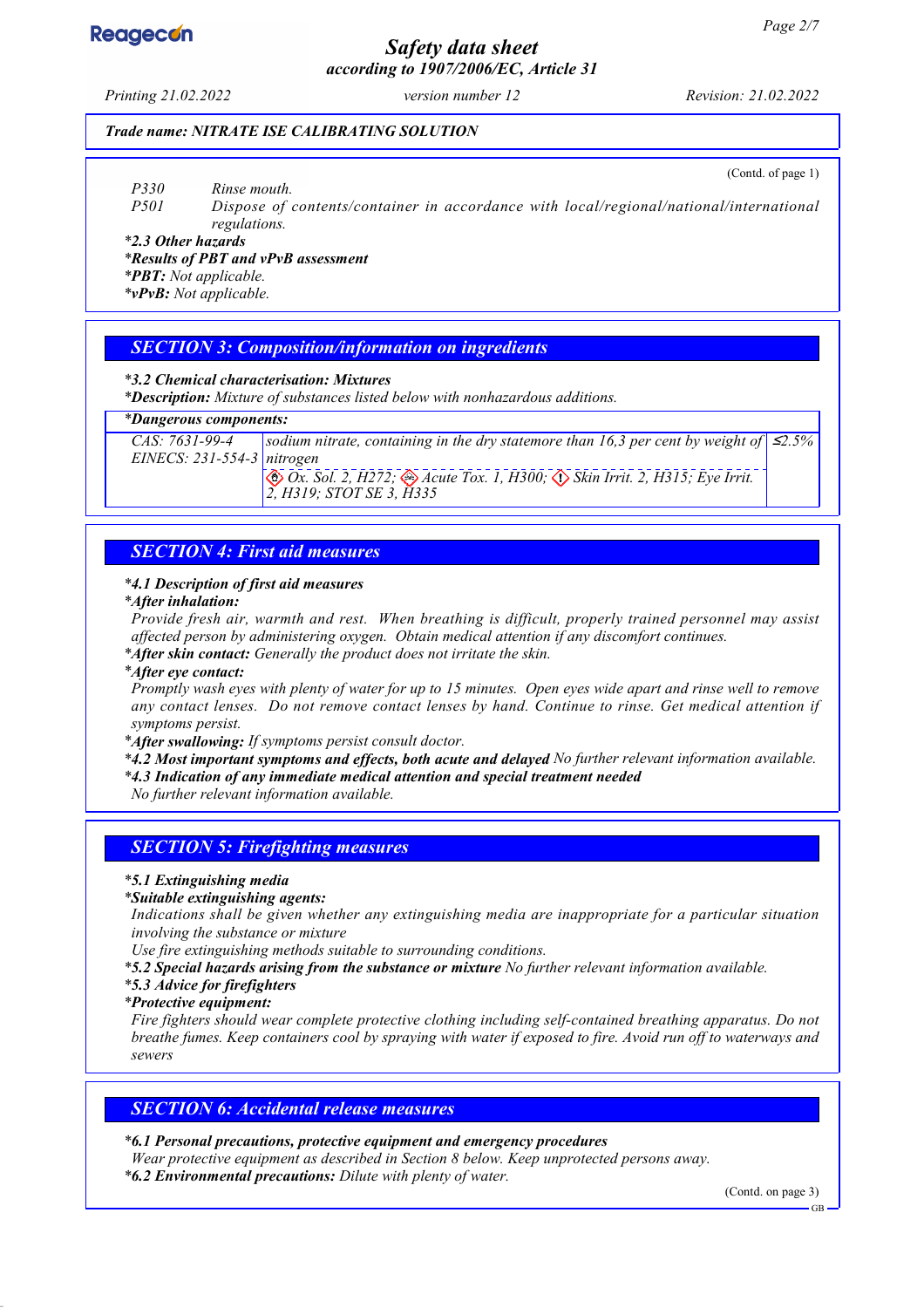(Contd. of page 1)

P330 Rinse mouth.
P501 Dispose of contents/container in accordance with local/regional/national/international regulations.

***2.3 Other hazards**
***Results of PBT and vPvB assessment**
***PBT:** Not applicable.
***vPvB:** Not applicable.

## SECTION 3: Composition/information on ingredients

***3.2 Chemical characterisation: Mixtures**
***Description:** Mixture of substances listed below with nonhazardous additions.

| *Dangerous components: | | |
|---|---|---|
| CAS: 7631-99-4<br>EINECS: 231-554-3 | sodium nitrate, containing in the dry statemore than 16,3 per cent by weight of nitrogen | ≤2.5% |
| | Ox. Sol. 2, H272; Acute Tox. 1, H300; Skin Irrit. 2, H315; Eye Irrit. 2, H319; STOT SE 3, H335 | |

## SECTION 4: First aid measures

***4.1 Description of first aid measures**
***After inhalation:**
Provide fresh air, warmth and rest. When breathing is difficult, properly trained personnel may assist affected person by administering oxygen. Obtain medical attention if any discomfort continues.
***After skin contact:** Generally the product does not irritate the skin.
***After eye contact:**
Promptly wash eyes with plenty of water for up to 15 minutes. Open eyes wide apart and rinse well to remove any contact lenses. Do not remove contact lenses by hand. Continue to rinse. Get medical attention if symptoms persist.
***After swallowing:** If symptoms persist consult doctor.
***4.2 Most important symptoms and effects, both acute and delayed** No further relevant information available.
***4.3 Indication of any immediate medical attention and special treatment needed**
No further relevant information available.

## SECTION 5: Firefighting measures

***5.1 Extinguishing media**
***Suitable extinguishing agents:**
Indications shall be given whether any extinguishing media are inappropriate for a particular situation involving the substance or mixture
Use fire extinguishing methods suitable to surrounding conditions.
***5.2 Special hazards arising from the substance or mixture** No further relevant information available.
***5.3 Advice for firefighters**
***Protective equipment:**
Fire fighters should wear complete protective clothing including self-contained breathing apparatus. Do not breathe fumes. Keep containers cool by spraying with water if exposed to fire. Avoid run off to waterways and sewers

## SECTION 6: Accidental release measures

***6.1 Personal precautions, protective equipment and emergency procedures**
Wear protective equipment as described in Section 8 below. Keep unprotected persons away.
***6.2 Environmental precautions:** Dilute with plenty of water.

(Contd. on page 3)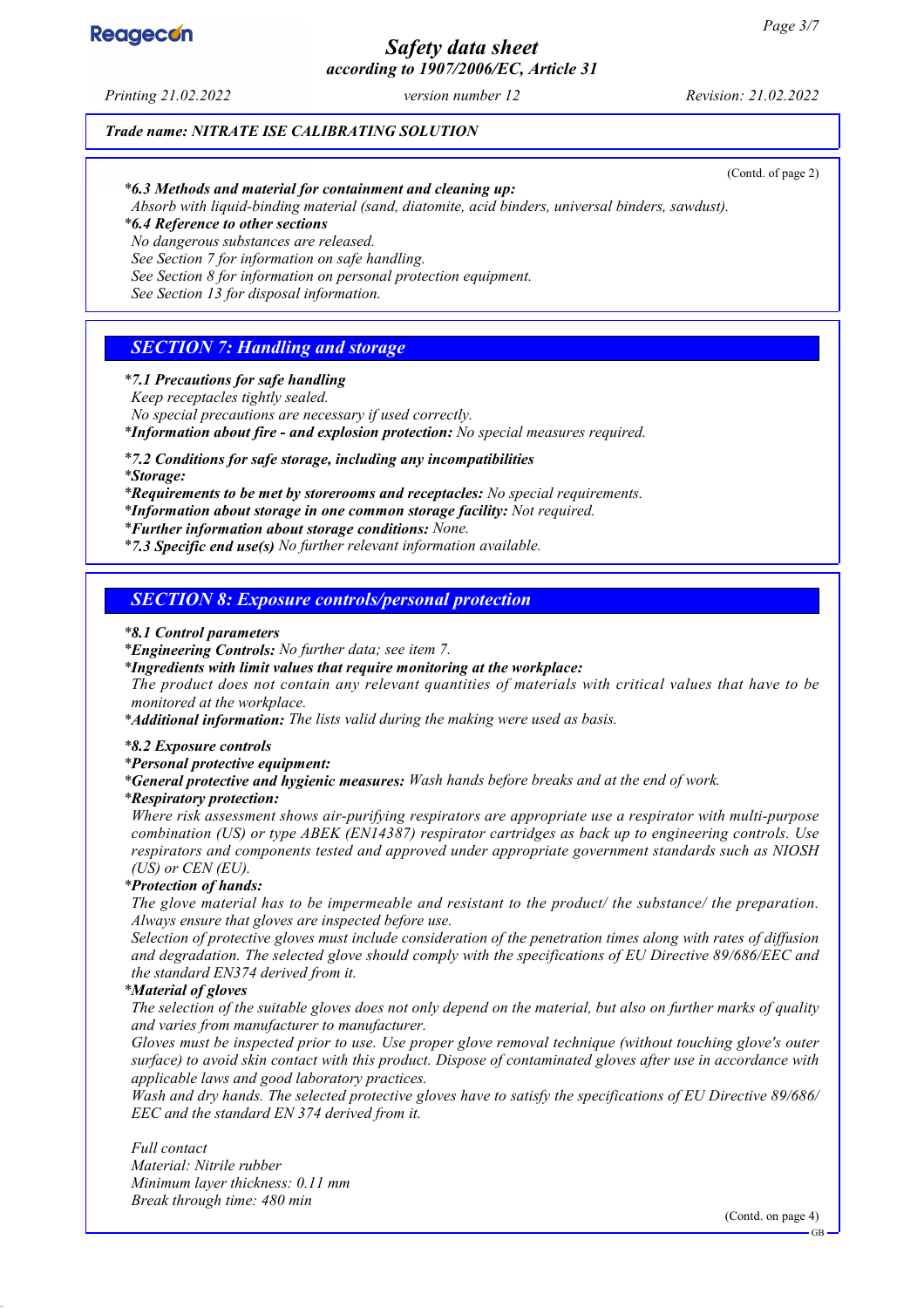Trade name: NITRATE ISE CALIBRATING SOLUTION

(Contd. of page 2)

*6.3 Methods and material for containment and cleaning up:**
Absorb with liquid-binding material (sand, diatomite, acid binders, universal binders, sawdust).

***6.4 Reference to other sections**
No dangerous substances are released.
See Section 7 for information on safe handling.
See Section 8 for information on personal protection equipment.
See Section 13 for disposal information.

## SECTION 7: Handling and storage

***7.1 Precautions for safe handling**
Keep receptacles tightly sealed.
No special precautions are necessary if used correctly.
***Information about fire - and explosion protection:** No special measures required.

***7.2 Conditions for safe storage, including any incompatibilities**
***Storage:**
***Requirements to be met by storerooms and receptacles:** No special requirements.
***Information about storage in one common storage facility:** Not required.
***Further information about storage conditions:** None.
***7.3 Specific end use(s)** No further relevant information available.

## SECTION 8: Exposure controls/personal protection

***8.1 Control parameters**
***Engineering Controls:** No further data; see item 7.
***Ingredients with limit values that require monitoring at the workplace:**
The product does not contain any relevant quantities of materials with critical values that have to be monitored at the workplace.
***Additional information:** The lists valid during the making were used as basis.

***8.2 Exposure controls**
***Personal protective equipment:**
***General protective and hygienic measures:** Wash hands before breaks and at the end of work.
***Respiratory protection:**
Where risk assessment shows air-purifying respirators are appropriate use a respirator with multi-purpose combination (US) or type ABEK (EN14387) respirator cartridges as back up to engineering controls. Use respirators and components tested and approved under appropriate government standards such as NIOSH (US) or CEN (EU).
***Protection of hands:**
The glove material has to be impermeable and resistant to the product/ the substance/ the preparation. Always ensure that gloves are inspected before use.
Selection of protective gloves must include consideration of the penetration times along with rates of diffusion and degradation. The selected glove should comply with the specifications of EU Directive 89/686/EEC and the standard EN374 derived from it.
***Material of gloves**
The selection of the suitable gloves does not only depend on the material, but also on further marks of quality and varies from manufacturer to manufacturer.
Gloves must be inspected prior to use. Use proper glove removal technique (without touching glove's outer surface) to avoid skin contact with this product. Dispose of contaminated gloves after use in accordance with applicable laws and good laboratory practices.
Wash and dry hands. The selected protective gloves have to satisfy the specifications of EU Directive 89/686/EEC and the standard EN 374 derived from it.

Full contact
Material: Nitrile rubber
Minimum layer thickness: 0.11 mm
Break through time: 480 min

(Contd. on page 4)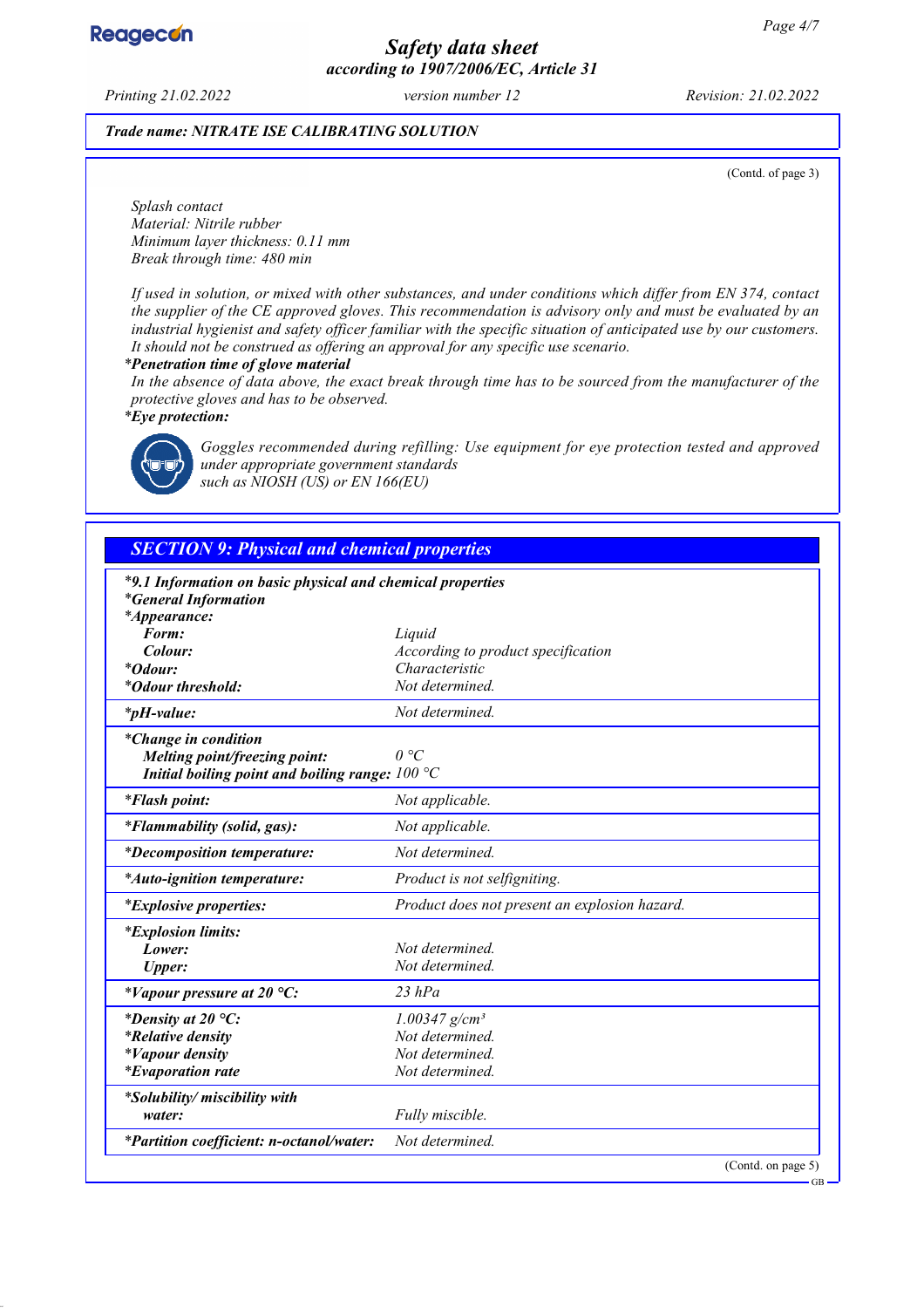Trade name: NITRATE ISE CALIBRATING SOLUTION

(Contd. of page 3)

Splash contact
Material: Nitrile rubber
Minimum layer thickness: 0.11 mm
Break through time: 480 min

If used in solution, or mixed with other substances, and under conditions which differ from EN 374, contact the supplier of the CE approved gloves. This recommendation is advisory only and must be evaluated by an industrial hygienist and safety officer familiar with the specific situation of anticipated use by our customers. It should not be construed as offering an approval for any specific use scenario.

***Penetration time of glove material**
In the absence of data above, the exact break through time has to be sourced from the manufacturer of the protective gloves and has to be observed.

***Eye protection:**

Goggles recommended during refilling: Use equipment for eye protection tested and approved under appropriate government standards such as NIOSH (US) or EN 166(EU)

## SECTION 9: Physical and chemical properties

| | |
|---|---|
| ***9.1 Information on basic physical and chemical properties** | |
| ***General Information** | |
| ***Appearance:** | |
| **Form:** | Liquid |
| **Colour:** | According to product specification |
| ***Odour:** | Characteristic |
| ***Odour threshold:** | Not determined. |
| ***pH-value:** | Not determined. |
| ***Change in condition** | |
| **Melting point/freezing point:** | 0 °C |
| **Initial boiling point and boiling range:** | 100 °C |
| ***Flash point:** | Not applicable. |
| ***Flammability (solid, gas):** | Not applicable. |
| ***Decomposition temperature:** | Not determined. |
| ***Auto-ignition temperature:** | Product is not selfigniting. |
| ***Explosive properties:** | Product does not present an explosion hazard. |
| ***Explosion limits:** | |
| **Lower:** | Not determined. |
| **Upper:** | Not determined. |
| ***Vapour pressure at 20 °C:** | 23 hPa |
| ***Density at 20 °C:** | 1.00347 g/cm³ |
| ***Relative density** | Not determined. |
| ***Vapour density** | Not determined. |
| ***Evaporation rate** | Not determined. |
| ***Solubility/ miscibility with** | |
| **water:** | Fully miscible. |
| ***Partition coefficient: n-octanol/water:** | Not determined. |

(Contd. on page 5)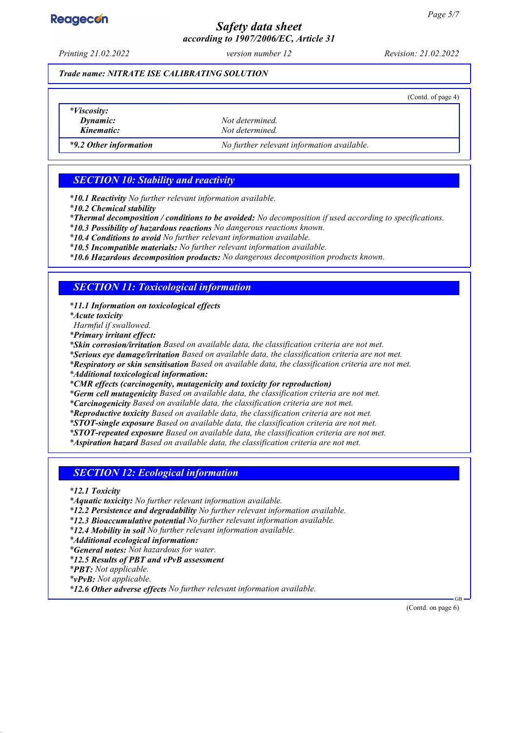**Trade name: NITRATE ISE CALIBRATING SOLUTION**

(Contd. of page 4)

| | |
|---|---|
| ***Viscosity:*** | |
| ***Dynamic:*** | *Not determined.* |
| ***Kinematic:*** | *Not determined.* |
| ***9.2 Other information** | *No further relevant information available.* |

## SECTION 10: Stability and reactivity

***10.1 Reactivity** *No further relevant information available.*
***10.2 Chemical stability**
***Thermal decomposition / conditions to be avoided:** *No decomposition if used according to specifications.*
***10.3 Possibility of hazardous reactions** *No dangerous reactions known.*
***10.4 Conditions to avoid** *No further relevant information available.*
***10.5 Incompatible materials:** *No further relevant information available.*
***10.6 Hazardous decomposition products:** *No dangerous decomposition products known.*

## SECTION 11: Toxicological information

***11.1 Information on toxicological effects**
***Acute toxicity**
*Harmful if swallowed.*
***Primary irritant effect:**
***Skin corrosion/irritation** *Based on available data, the classification criteria are not met.*
***Serious eye damage/irritation** *Based on available data, the classification criteria are not met.*
***Respiratory or skin sensitisation** *Based on available data, the classification criteria are not met.*
***Additional toxicological information:**
***CMR effects (carcinogenity, mutagenicity and toxicity for reproduction)**
***Germ cell mutagenicity** *Based on available data, the classification criteria are not met.*
***Carcinogenicity** *Based on available data, the classification criteria are not met.*
***Reproductive toxicity** *Based on available data, the classification criteria are not met.*
***STOT-single exposure** *Based on available data, the classification criteria are not met.*
***STOT-repeated exposure** *Based on available data, the classification criteria are not met.*
***Aspiration hazard** *Based on available data, the classification criteria are not met.*

## SECTION 12: Ecological information

***12.1 Toxicity**
***Aquatic toxicity:** *No further relevant information available.*
***12.2 Persistence and degradability** *No further relevant information available.*
***12.3 Bioaccumulative potential** *No further relevant information available.*
***12.4 Mobility in soil** *No further relevant information available.*
***Additional ecological information:**
***General notes:** *Not hazardous for water.*
***12.5 Results of PBT and vPvB assessment**
***PBT:** *Not applicable.*
***vPvB:** *Not applicable.*
***12.6 Other adverse effects** *No further relevant information available.*

(Contd. on page 6)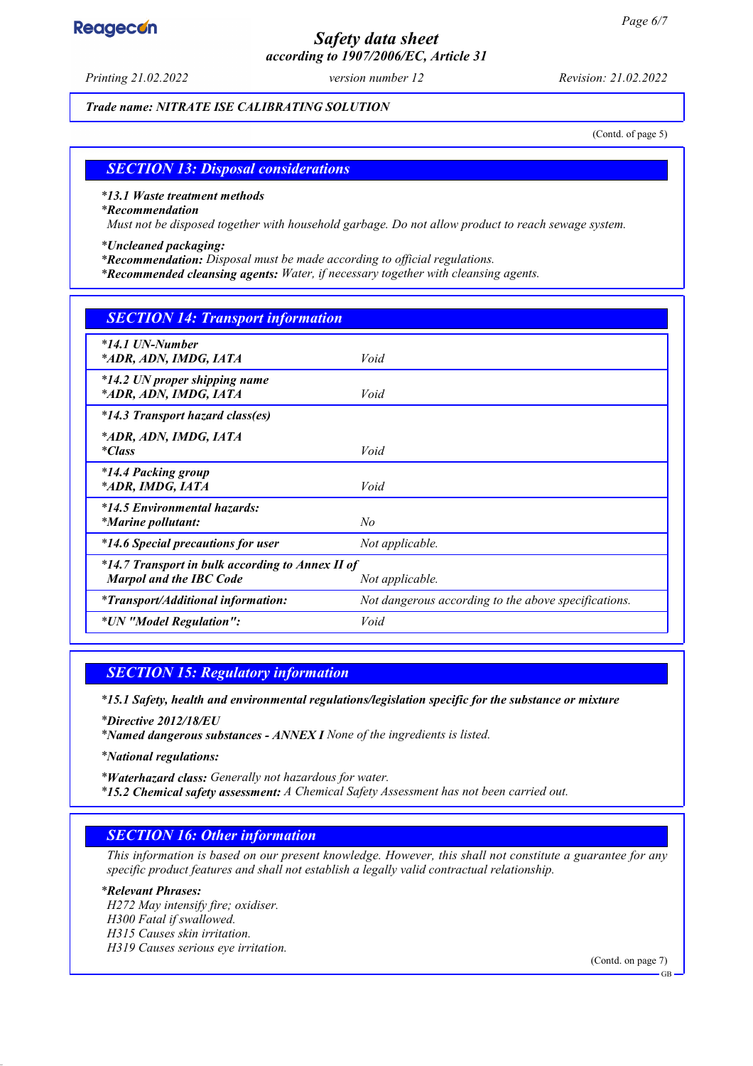Trade name: NITRATE ISE CALIBRATING SOLUTION

(Contd. of page 5)

## SECTION 13: Disposal considerations

*13.1 Waste treatment methods
*Recommendation
Must not be disposed together with household garbage. Do not allow product to reach sewage system.

*Uncleaned packaging:
*Recommendation: Disposal must be made according to official regulations.
*Recommended cleansing agents: Water, if necessary together with cleansing agents.

## SECTION 14: Transport information

| | |
|---|---|
| *14.1 UN-Number<br>*ADR, ADN, IMDG, IATA | Void |
| *14.2 UN proper shipping name<br>*ADR, ADN, IMDG, IATA | Void |
| *14.3 Transport hazard class(es)<br>*ADR, ADN, IMDG, IATA<br>*Class | Void |
| *14.4 Packing group<br>*ADR, IMDG, IATA | Void |
| *14.5 Environmental hazards:<br>*Marine pollutant: | No |
| *14.6 Special precautions for user | Not applicable. |
| *14.7 Transport in bulk according to Annex II of Marpol and the IBC Code | Not applicable. |
| *Transport/Additional information: | Not dangerous according to the above specifications. |
| *UN "Model Regulation": | Void |

## SECTION 15: Regulatory information

*15.1 Safety, health and environmental regulations/legislation specific for the substance or mixture

*Directive 2012/18/EU
*Named dangerous substances - ANNEX I None of the ingredients is listed.

*National regulations:

*Waterhazard class: Generally not hazardous for water.
*15.2 Chemical safety assessment: A Chemical Safety Assessment has not been carried out.

## SECTION 16: Other information

This information is based on our present knowledge. However, this shall not constitute a guarantee for any specific product features and shall not establish a legally valid contractual relationship.

*Relevant Phrases:
H272 May intensify fire; oxidiser.
H300 Fatal if swallowed.
H315 Causes skin irritation.
H319 Causes serious eye irritation.

(Contd. on page 7)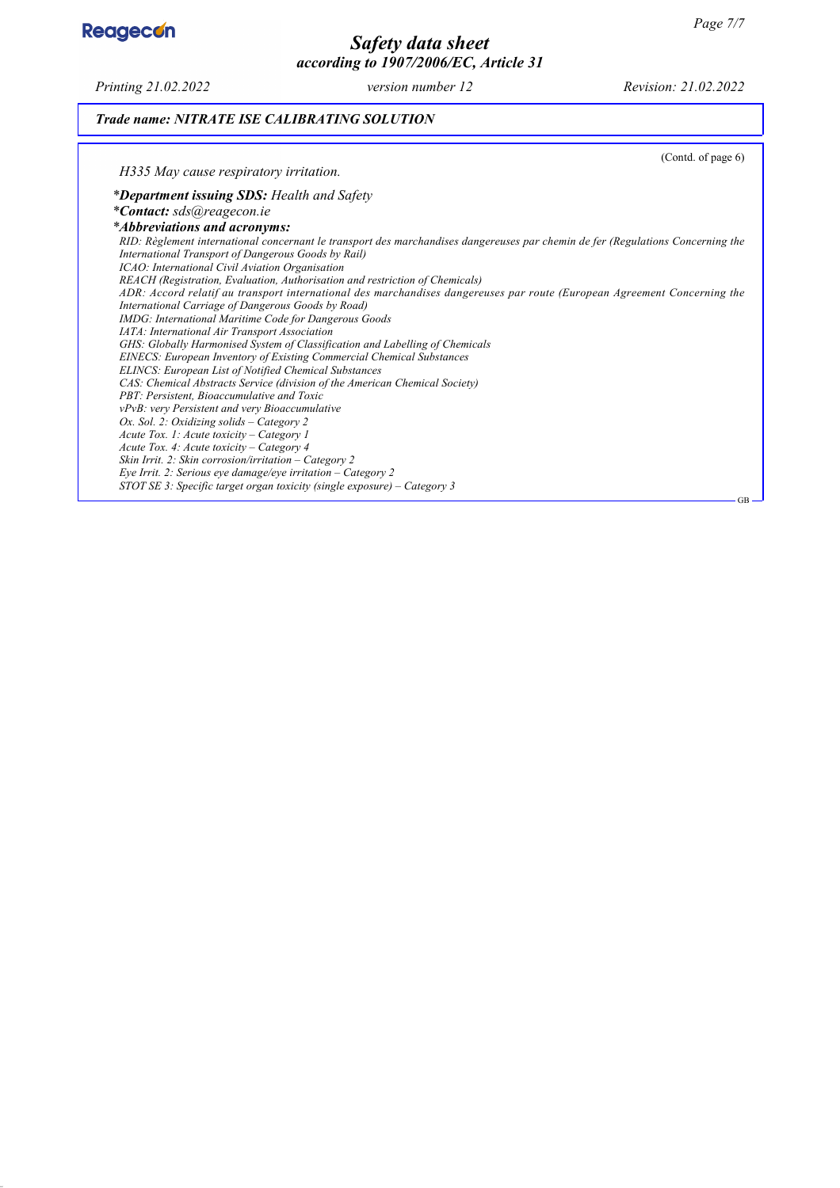(Contd. of page 6)

H335 May cause respiratory irritation.

*__Department issuing SDS:__ Health and Safety

*__Contact:__ sds@reagecon.ie

*__Abbreviations and acronyms:__

RID: Règlement international concernant le transport des marchandises dangereuses par chemin de fer (Regulations Concerning the International Transport of Dangerous Goods by Rail)
ICAO: International Civil Aviation Organisation
REACH (Registration, Evaluation, Authorisation and restriction of Chemicals)
ADR: Accord relatif au transport international des marchandises dangereuses par route (European Agreement Concerning the International Carriage of Dangerous Goods by Road)
IMDG: International Maritime Code for Dangerous Goods
IATA: International Air Transport Association
GHS: Globally Harmonised System of Classification and Labelling of Chemicals
EINECS: European Inventory of Existing Commercial Chemical Substances
ELINCS: European List of Notified Chemical Substances
CAS: Chemical Abstracts Service (division of the American Chemical Society)
PBT: Persistent, Bioaccumulative and Toxic
vPvB: very Persistent and very Bioaccumulative
Ox. Sol. 2: Oxidizing solids – Category 2
Acute Tox. 1: Acute toxicity – Category 1
Acute Tox. 4: Acute toxicity – Category 4
Skin Irrit. 2: Skin corrosion/irritation – Category 2
Eye Irrit. 2: Serious eye damage/eye irritation – Category 2
STOT SE 3: Specific target organ toxicity (single exposure) – Category 3